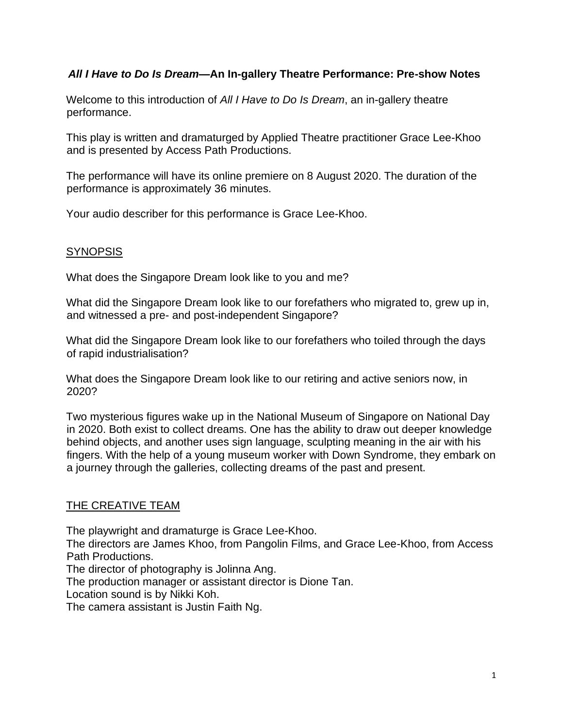# ***All I Have to Do Is Dream*—An In-gallery Theatre Performance: Pre-show Notes**

Welcome to this introduction of *All I Have to Do Is Dream*, an in-gallery theatre performance.

This play is written and dramaturged by Applied Theatre practitioner Grace Lee-Khoo and is presented by Access Path Productions.

The performance will have its online premiere on 8 August 2020. The duration of the performance is approximately 36 minutes.

Your audio describer for this performance is Grace Lee-Khoo.

## SYNOPSIS

What does the Singapore Dream look like to you and me?

What did the Singapore Dream look like to our forefathers who migrated to, grew up in, and witnessed a pre- and post-independent Singapore?

What did the Singapore Dream look like to our forefathers who toiled through the days of rapid industrialisation?

What does the Singapore Dream look like to our retiring and active seniors now, in 2020?

Two mysterious figures wake up in the National Museum of Singapore on National Day in 2020. Both exist to collect dreams. One has the ability to draw out deeper knowledge behind objects, and another uses sign language, sculpting meaning in the air with his fingers. With the help of a young museum worker with Down Syndrome, they embark on a journey through the galleries, collecting dreams of the past and present.

## THE CREATIVE TEAM

The playwright and dramaturge is Grace Lee-Khoo.
The directors are James Khoo, from Pangolin Films, and Grace Lee-Khoo, from Access Path Productions.
The director of photography is Jolinna Ang.
The production manager or assistant director is Dione Tan.
Location sound is by Nikki Koh.
The camera assistant is Justin Faith Ng.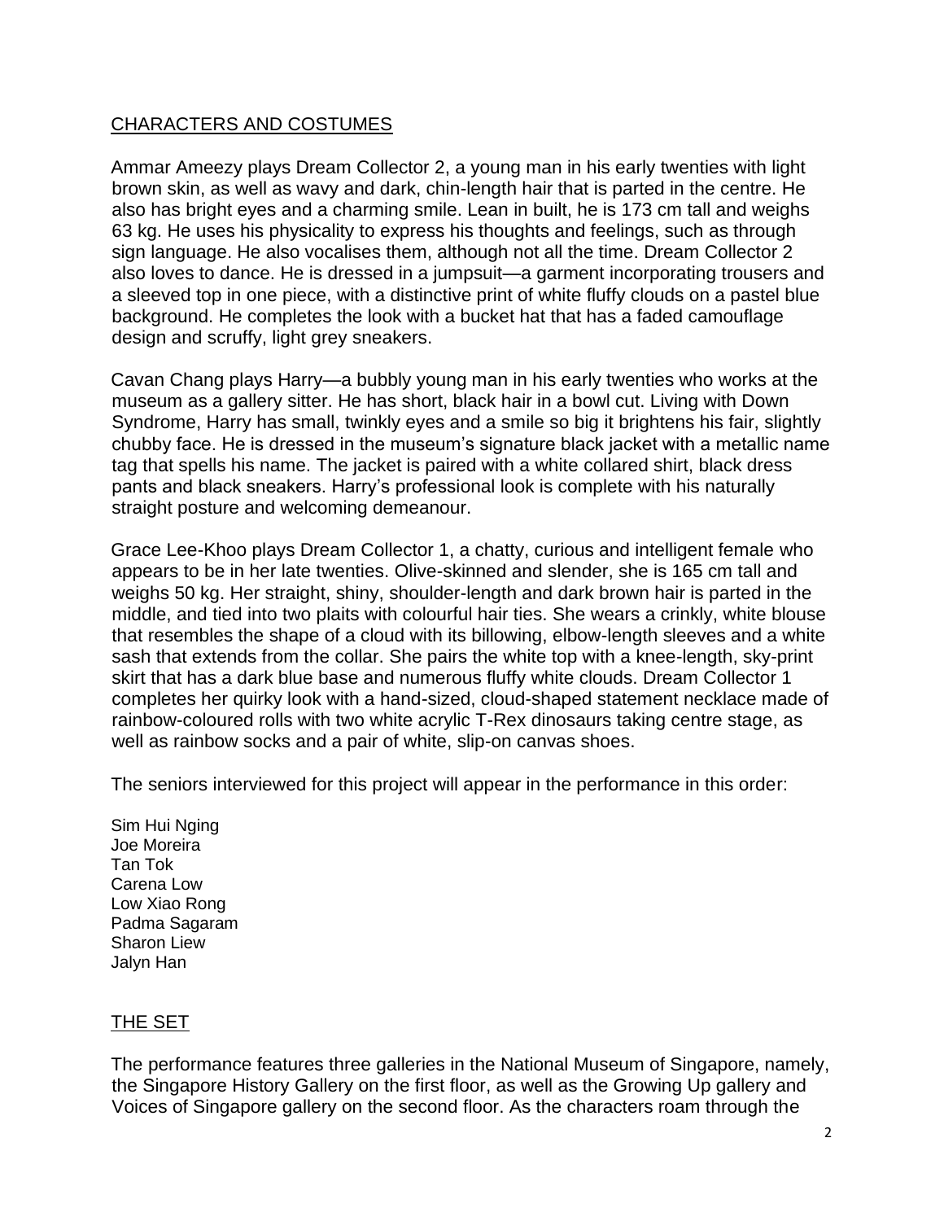## CHARACTERS AND COSTUMES

Ammar Ameezy plays Dream Collector 2, a young man in his early twenties with light brown skin, as well as wavy and dark, chin-length hair that is parted in the centre. He also has bright eyes and a charming smile. Lean in built, he is 173 cm tall and weighs 63 kg. He uses his physicality to express his thoughts and feelings, such as through sign language. He also vocalises them, although not all the time. Dream Collector 2 also loves to dance. He is dressed in a jumpsuit—a garment incorporating trousers and a sleeved top in one piece, with a distinctive print of white fluffy clouds on a pastel blue background. He completes the look with a bucket hat that has a faded camouflage design and scruffy, light grey sneakers.

Cavan Chang plays Harry—a bubbly young man in his early twenties who works at the museum as a gallery sitter. He has short, black hair in a bowl cut. Living with Down Syndrome, Harry has small, twinkly eyes and a smile so big it brightens his fair, slightly chubby face. He is dressed in the museum's signature black jacket with a metallic name tag that spells his name. The jacket is paired with a white collared shirt, black dress pants and black sneakers. Harry's professional look is complete with his naturally straight posture and welcoming demeanour.

Grace Lee-Khoo plays Dream Collector 1, a chatty, curious and intelligent female who appears to be in her late twenties. Olive-skinned and slender, she is 165 cm tall and weighs 50 kg. Her straight, shiny, shoulder-length and dark brown hair is parted in the middle, and tied into two plaits with colourful hair ties. She wears a crinkly, white blouse that resembles the shape of a cloud with its billowing, elbow-length sleeves and a white sash that extends from the collar. She pairs the white top with a knee-length, sky-print skirt that has a dark blue base and numerous fluffy white clouds. Dream Collector 1 completes her quirky look with a hand-sized, cloud-shaped statement necklace made of rainbow-coloured rolls with two white acrylic T-Rex dinosaurs taking centre stage, as well as rainbow socks and a pair of white, slip-on canvas shoes.

The seniors interviewed for this project will appear in the performance in this order:

Sim Hui Nging
Joe Moreira
Tan Tok
Carena Low
Low Xiao Rong
Padma Sagaram
Sharon Liew
Jalyn Han

## THE SET

The performance features three galleries in the National Museum of Singapore, namely, the Singapore History Gallery on the first floor, as well as the Growing Up gallery and Voices of Singapore gallery on the second floor. As the characters roam through the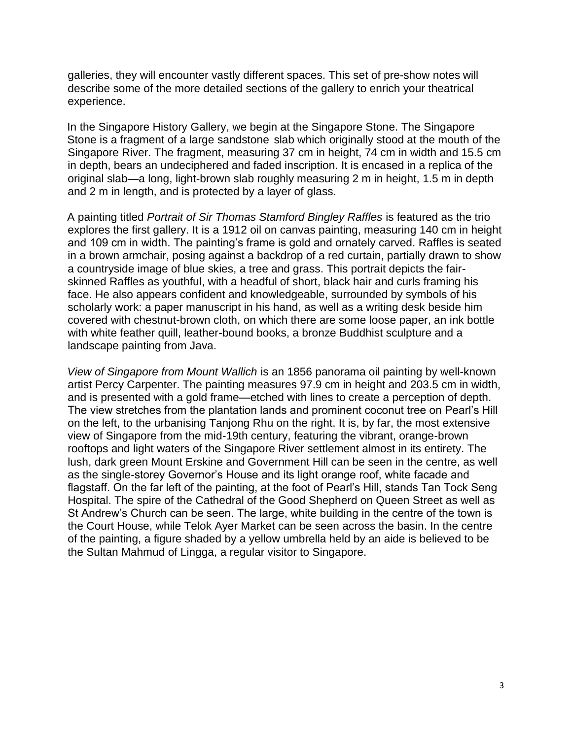galleries, they will encounter vastly different spaces. This set of pre-show notes will describe some of the more detailed sections of the gallery to enrich your theatrical experience.

In the Singapore History Gallery, we begin at the Singapore Stone. The Singapore Stone is a fragment of a large sandstone slab which originally stood at the mouth of the Singapore River. The fragment, measuring 37 cm in height, 74 cm in width and 15.5 cm in depth, bears an undeciphered and faded inscription. It is encased in a replica of the original slab—a long, light-brown slab roughly measuring 2 m in height, 1.5 m in depth and 2 m in length, and is protected by a layer of glass.

A painting titled *Portrait of Sir Thomas Stamford Bingley Raffles* is featured as the trio explores the first gallery. It is a 1912 oil on canvas painting, measuring 140 cm in height and 109 cm in width. The painting's frame is gold and ornately carved. Raffles is seated in a brown armchair, posing against a backdrop of a red curtain, partially drawn to show a countryside image of blue skies, a tree and grass. This portrait depicts the fair-skinned Raffles as youthful, with a headful of short, black hair and curls framing his face. He also appears confident and knowledgeable, surrounded by symbols of his scholarly work: a paper manuscript in his hand, as well as a writing desk beside him covered with chestnut-brown cloth, on which there are some loose paper, an ink bottle with white feather quill, leather-bound books, a bronze Buddhist sculpture and a landscape painting from Java.

*View of Singapore from Mount Wallich* is an 1856 panorama oil painting by well-known artist Percy Carpenter. The painting measures 97.9 cm in height and 203.5 cm in width, and is presented with a gold frame—etched with lines to create a perception of depth. The view stretches from the plantation lands and prominent coconut tree on Pearl's Hill on the left, to the urbanising Tanjong Rhu on the right. It is, by far, the most extensive view of Singapore from the mid-19th century, featuring the vibrant, orange-brown rooftops and light waters of the Singapore River settlement almost in its entirety. The lush, dark green Mount Erskine and Government Hill can be seen in the centre, as well as the single-storey Governor's House and its light orange roof, white facade and flagstaff. On the far left of the painting, at the foot of Pearl's Hill, stands Tan Tock Seng Hospital. The spire of the Cathedral of the Good Shepherd on Queen Street as well as St Andrew's Church can be seen. The large, white building in the centre of the town is the Court House, while Telok Ayer Market can be seen across the basin. In the centre of the painting, a figure shaded by a yellow umbrella held by an aide is believed to be the Sultan Mahmud of Lingga, a regular visitor to Singapore.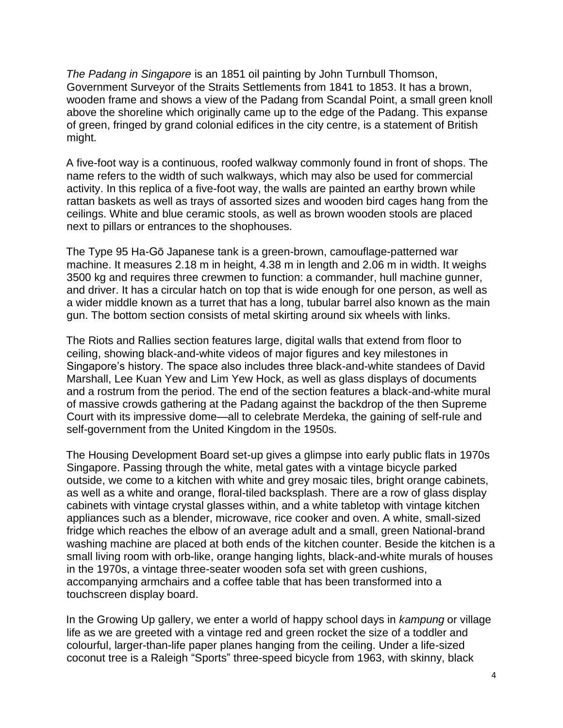*The Padang in Singapore* is an 1851 oil painting by John Turnbull Thomson, Government Surveyor of the Straits Settlements from 1841 to 1853. It has a brown, wooden frame and shows a view of the Padang from Scandal Point, a small green knoll above the shoreline which originally came up to the edge of the Padang. This expanse of green, fringed by grand colonial edifices in the city centre, is a statement of British might.

A five-foot way is a continuous, roofed walkway commonly found in front of shops. The name refers to the width of such walkways, which may also be used for commercial activity. In this replica of a five-foot way, the walls are painted an earthy brown while rattan baskets as well as trays of assorted sizes and wooden bird cages hang from the ceilings. White and blue ceramic stools, as well as brown wooden stools are placed next to pillars or entrances to the shophouses.

The Type 95 Ha-Gō Japanese tank is a green-brown, camouflage-patterned war machine. It measures 2.18 m in height, 4.38 m in length and 2.06 m in width. It weighs 3500 kg and requires three crewmen to function: a commander, hull machine gunner, and driver. It has a circular hatch on top that is wide enough for one person, as well as a wider middle known as a turret that has a long, tubular barrel also known as the main gun. The bottom section consists of metal skirting around six wheels with links.

The Riots and Rallies section features large, digital walls that extend from floor to ceiling, showing black-and-white videos of major figures and key milestones in Singapore's history. The space also includes three black-and-white standees of David Marshall, Lee Kuan Yew and Lim Yew Hock, as well as glass displays of documents and a rostrum from the period. The end of the section features a black-and-white mural of massive crowds gathering at the Padang against the backdrop of the then Supreme Court with its impressive dome—all to celebrate Merdeka, the gaining of self-rule and self-government from the United Kingdom in the 1950s.

The Housing Development Board set-up gives a glimpse into early public flats in 1970s Singapore. Passing through the white, metal gates with a vintage bicycle parked outside, we come to a kitchen with white and grey mosaic tiles, bright orange cabinets, as well as a white and orange, floral-tiled backsplash. There are a row of glass display cabinets with vintage crystal glasses within, and a white tabletop with vintage kitchen appliances such as a blender, microwave, rice cooker and oven. A white, small-sized fridge which reaches the elbow of an average adult and a small, green National-brand washing machine are placed at both ends of the kitchen counter. Beside the kitchen is a small living room with orb-like, orange hanging lights, black-and-white murals of houses in the 1970s, a vintage three-seater wooden sofa set with green cushions, accompanying armchairs and a coffee table that has been transformed into a touchscreen display board.

In the Growing Up gallery, we enter a world of happy school days in *kampung* or village life as we are greeted with a vintage red and green rocket the size of a toddler and colourful, larger-than-life paper planes hanging from the ceiling. Under a life-sized coconut tree is a Raleigh "Sports" three-speed bicycle from 1963, with skinny, black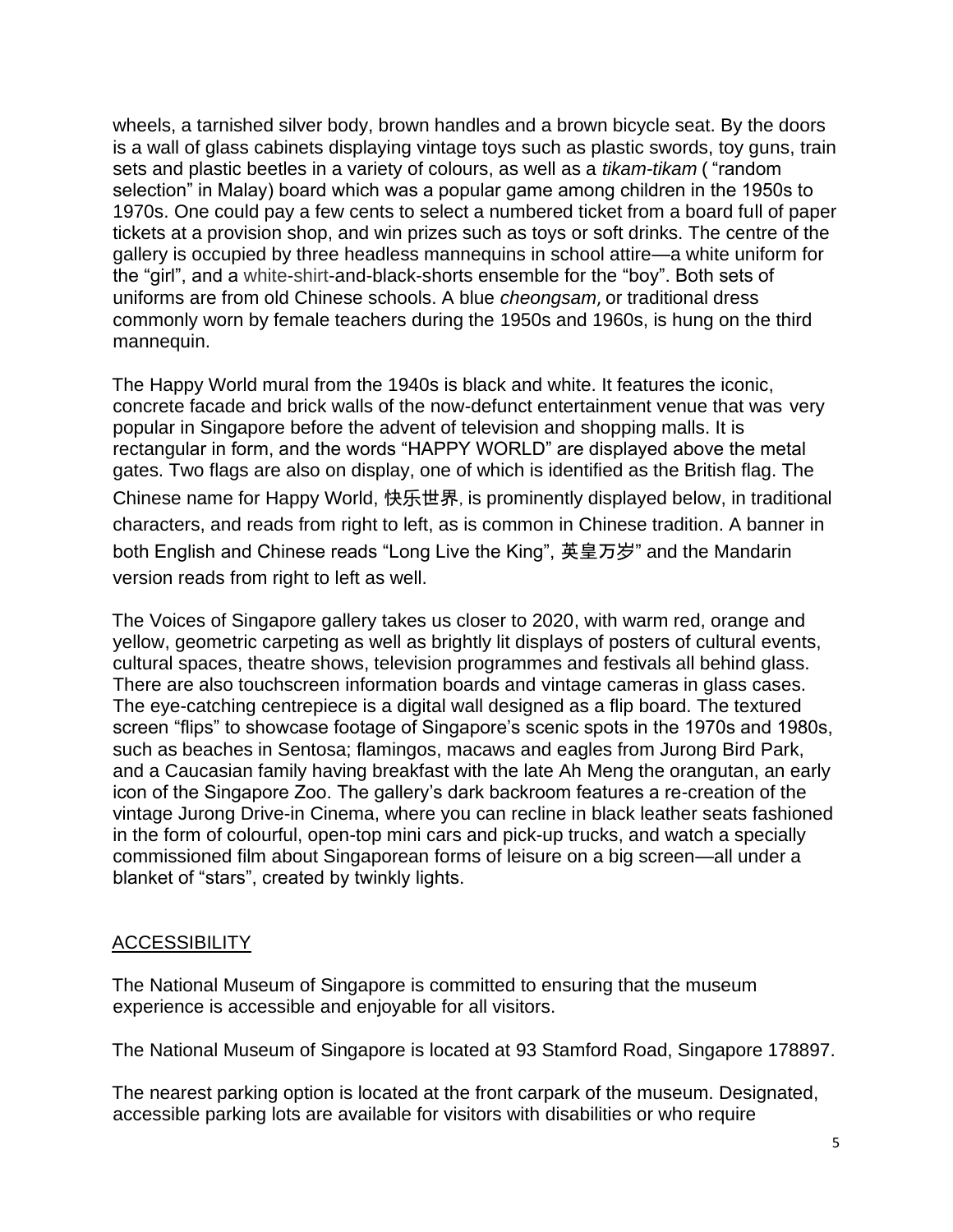wheels, a tarnished silver body, brown handles and a brown bicycle seat. By the doors is a wall of glass cabinets displaying vintage toys such as plastic swords, toy guns, train sets and plastic beetles in a variety of colours, as well as a *tikam-tikam* ( "random selection" in Malay) board which was a popular game among children in the 1950s to 1970s. One could pay a few cents to select a numbered ticket from a board full of paper tickets at a provision shop, and win prizes such as toys or soft drinks. The centre of the gallery is occupied by three headless mannequins in school attire—a white uniform for the "girl", and a white-shirt-and-black-shorts ensemble for the "boy". Both sets of uniforms are from old Chinese schools. A blue *cheongsam,* or traditional dress commonly worn by female teachers during the 1950s and 1960s, is hung on the third mannequin.

The Happy World mural from the 1940s is black and white. It features the iconic, concrete facade and brick walls of the now-defunct entertainment venue that was very popular in Singapore before the advent of television and shopping malls. It is rectangular in form, and the words "HAPPY WORLD" are displayed above the metal gates. Two flags are also on display, one of which is identified as the British flag. The Chinese name for Happy World, 快乐世界, is prominently displayed below, in traditional characters, and reads from right to left, as is common in Chinese tradition. A banner in both English and Chinese reads "Long Live the King", 英皇万岁" and the Mandarin version reads from right to left as well.

The Voices of Singapore gallery takes us closer to 2020, with warm red, orange and yellow, geometric carpeting as well as brightly lit displays of posters of cultural events, cultural spaces, theatre shows, television programmes and festivals all behind glass. There are also touchscreen information boards and vintage cameras in glass cases. The eye-catching centrepiece is a digital wall designed as a flip board. The textured screen "flips" to showcase footage of Singapore's scenic spots in the 1970s and 1980s, such as beaches in Sentosa; flamingos, macaws and eagles from Jurong Bird Park, and a Caucasian family having breakfast with the late Ah Meng the orangutan, an early icon of the Singapore Zoo. The gallery's dark backroom features a re-creation of the vintage Jurong Drive-in Cinema, where you can recline in black leather seats fashioned in the form of colourful, open-top mini cars and pick-up trucks, and watch a specially commissioned film about Singaporean forms of leisure on a big screen—all under a blanket of "stars", created by twinkly lights.

## ACCESSIBILITY

The National Museum of Singapore is committed to ensuring that the museum experience is accessible and enjoyable for all visitors.

The National Museum of Singapore is located at 93 Stamford Road, Singapore 178897.

The nearest parking option is located at the front carpark of the museum. Designated, accessible parking lots are available for visitors with disabilities or who require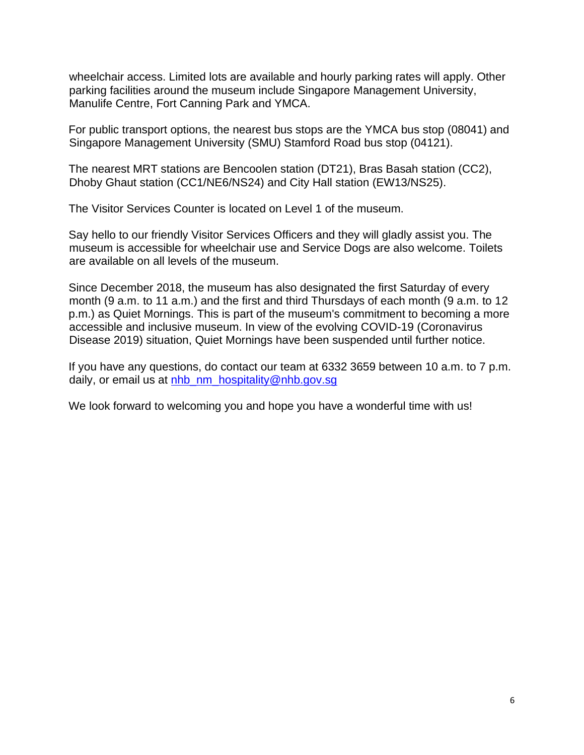wheelchair access. Limited lots are available and hourly parking rates will apply. Other parking facilities around the museum include Singapore Management University, Manulife Centre, Fort Canning Park and YMCA.

For public transport options, the nearest bus stops are the YMCA bus stop (08041) and Singapore Management University (SMU) Stamford Road bus stop (04121).

The nearest MRT stations are Bencoolen station (DT21), Bras Basah station (CC2), Dhoby Ghaut station (CC1/NE6/NS24) and City Hall station (EW13/NS25).

The Visitor Services Counter is located on Level 1 of the museum.

Say hello to our friendly Visitor Services Officers and they will gladly assist you. The museum is accessible for wheelchair use and Service Dogs are also welcome. Toilets are available on all levels of the museum.

Since December 2018, the museum has also designated the first Saturday of every month (9 a.m. to 11 a.m.) and the first and third Thursdays of each month (9 a.m. to 12 p.m.) as Quiet Mornings. This is part of the museum's commitment to becoming a more accessible and inclusive museum. In view of the evolving COVID-19 (Coronavirus Disease 2019) situation, Quiet Mornings have been suspended until further notice.

If you have any questions, do contact our team at 6332 3659 between 10 a.m. to 7 p.m. daily, or email us at nhb_nm_hospitality@nhb.gov.sg

We look forward to welcoming you and hope you have a wonderful time with us!